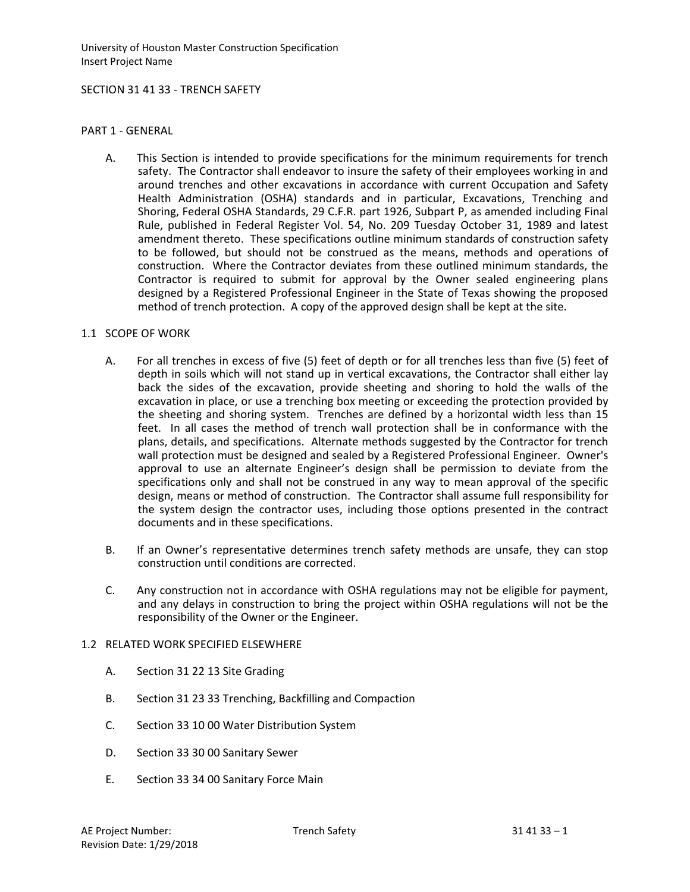University of Houston Master Construction Specification
Insert Project Name

# SECTION 31 41 33 - TRENCH SAFETY

## PART 1 - GENERAL

A. This Section is intended to provide specifications for the minimum requirements for trench safety. The Contractor shall endeavor to insure the safety of their employees working in and around trenches and other excavations in accordance with current Occupation and Safety Health Administration (OSHA) standards and in particular, Excavations, Trenching and Shoring, Federal OSHA Standards, 29 C.F.R. part 1926, Subpart P, as amended including Final Rule, published in Federal Register Vol. 54, No. 209 Tuesday October 31, 1989 and latest amendment thereto. These specifications outline minimum standards of construction safety to be followed, but should not be construed as the means, methods and operations of construction. Where the Contractor deviates from these outlined minimum standards, the Contractor is required to submit for approval by the Owner sealed engineering plans designed by a Registered Professional Engineer in the State of Texas showing the proposed method of trench protection. A copy of the approved design shall be kept at the site.

### 1.1 SCOPE OF WORK

A. For all trenches in excess of five (5) feet of depth or for all trenches less than five (5) feet of depth in soils which will not stand up in vertical excavations, the Contractor shall either lay back the sides of the excavation, provide sheeting and shoring to hold the walls of the excavation in place, or use a trenching box meeting or exceeding the protection provided by the sheeting and shoring system. Trenches are defined by a horizontal width less than 15 feet. In all cases the method of trench wall protection shall be in conformance with the plans, details, and specifications. Alternate methods suggested by the Contractor for trench wall protection must be designed and sealed by a Registered Professional Engineer. Owner's approval to use an alternate Engineer's design shall be permission to deviate from the specifications only and shall not be construed in any way to mean approval of the specific design, means or method of construction. The Contractor shall assume full responsibility for the system design the contractor uses, including those options presented in the contract documents and in these specifications.

B. If an Owner's representative determines trench safety methods are unsafe, they can stop construction until conditions are corrected.

C. Any construction not in accordance with OSHA regulations may not be eligible for payment, and any delays in construction to bring the project within OSHA regulations will not be the responsibility of the Owner or the Engineer.

### 1.2 RELATED WORK SPECIFIED ELSEWHERE

A. Section 31 22 13 Site Grading

B. Section 31 23 33 Trenching, Backfilling and Compaction

C. Section 33 10 00 Water Distribution System

D. Section 33 30 00 Sanitary Sewer

E. Section 33 34 00 Sanitary Force Main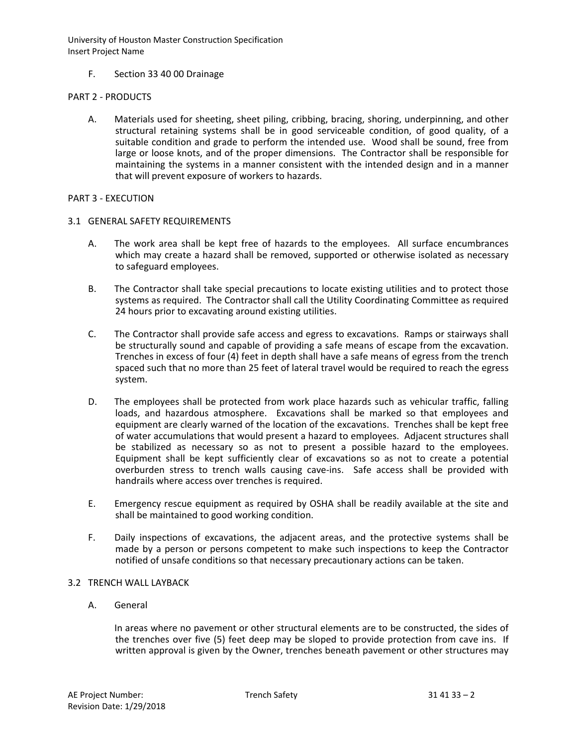F. Section 33 40 00 Drainage

## PART 2 - PRODUCTS

A. Materials used for sheeting, sheet piling, cribbing, bracing, shoring, underpinning, and other structural retaining systems shall be in good serviceable condition, of good quality, of a suitable condition and grade to perform the intended use. Wood shall be sound, free from large or loose knots, and of the proper dimensions. The Contractor shall be responsible for maintaining the systems in a manner consistent with the intended design and in a manner that will prevent exposure of workers to hazards.

## PART 3 - EXECUTION

### 3.1 GENERAL SAFETY REQUIREMENTS

A. The work area shall be kept free of hazards to the employees. All surface encumbrances which may create a hazard shall be removed, supported or otherwise isolated as necessary to safeguard employees.

B. The Contractor shall take special precautions to locate existing utilities and to protect those systems as required. The Contractor shall call the Utility Coordinating Committee as required 24 hours prior to excavating around existing utilities.

C. The Contractor shall provide safe access and egress to excavations. Ramps or stairways shall be structurally sound and capable of providing a safe means of escape from the excavation. Trenches in excess of four (4) feet in depth shall have a safe means of egress from the trench spaced such that no more than 25 feet of lateral travel would be required to reach the egress system.

D. The employees shall be protected from work place hazards such as vehicular traffic, falling loads, and hazardous atmosphere. Excavations shall be marked so that employees and equipment are clearly warned of the location of the excavations. Trenches shall be kept free of water accumulations that would present a hazard to employees. Adjacent structures shall be stabilized as necessary so as not to present a possible hazard to the employees. Equipment shall be kept sufficiently clear of excavations so as not to create a potential overburden stress to trench walls causing cave-ins. Safe access shall be provided with handrails where access over trenches is required.

E. Emergency rescue equipment as required by OSHA shall be readily available at the site and shall be maintained to good working condition.

F. Daily inspections of excavations, the adjacent areas, and the protective systems shall be made by a person or persons competent to make such inspections to keep the Contractor notified of unsafe conditions so that necessary precautionary actions can be taken.

### 3.2 TRENCH WALL LAYBACK

A. General

In areas where no pavement or other structural elements are to be constructed, the sides of the trenches over five (5) feet deep may be sloped to provide protection from cave ins. If written approval is given by the Owner, trenches beneath pavement or other structures may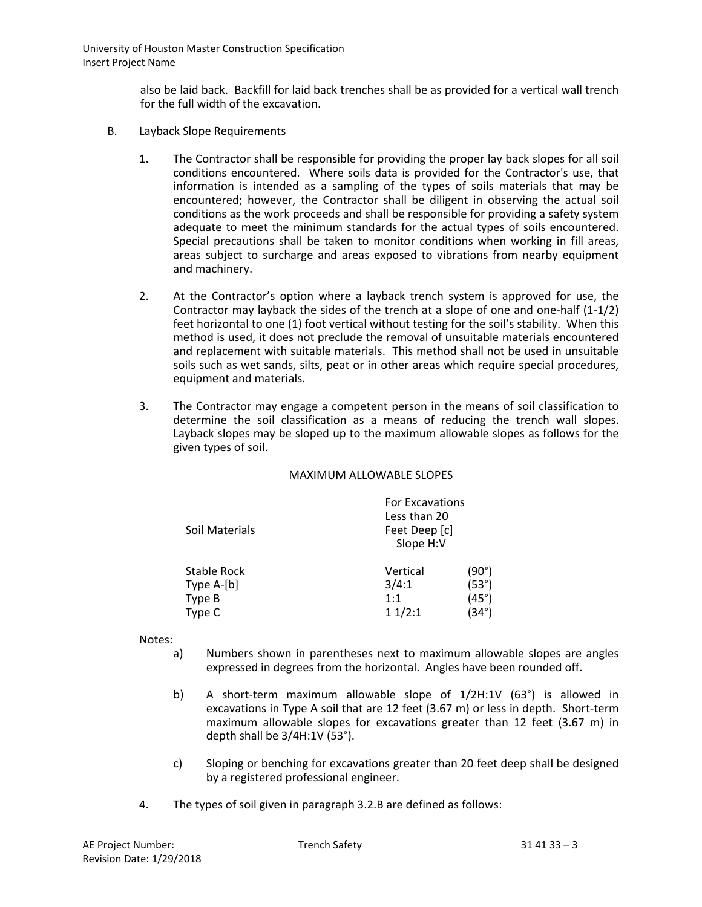also be laid back. Backfill for laid back trenches shall be as provided for a vertical wall trench for the full width of the excavation.

B. Layback Slope Requirements

1. The Contractor shall be responsible for providing the proper lay back slopes for all soil conditions encountered. Where soils data is provided for the Contractor's use, that information is intended as a sampling of the types of soils materials that may be encountered; however, the Contractor shall be diligent in observing the actual soil conditions as the work proceeds and shall be responsible for providing a safety system adequate to meet the minimum standards for the actual types of soils encountered. Special precautions shall be taken to monitor conditions when working in fill areas, areas subject to surcharge and areas exposed to vibrations from nearby equipment and machinery.

2. At the Contractor's option where a layback trench system is approved for use, the Contractor may layback the sides of the trench at a slope of one and one-half (1-1/2) feet horizontal to one (1) foot vertical without testing for the soil's stability. When this method is used, it does not preclude the removal of unsuitable materials encountered and replacement with suitable materials. This method shall not be used in unsuitable soils such as wet sands, silts, peat or in other areas which require special procedures, equipment and materials.

3. The Contractor may engage a competent person in the means of soil classification to determine the soil classification as a means of reducing the trench wall slopes. Layback slopes may be sloped up to the maximum allowable slopes as follows for the given types of soil.

MAXIMUM ALLOWABLE SLOPES

| Soil Materials | For Excavations Less than 20 Feet Deep [c] Slope H:V | |
|---|---|---|
| Stable Rock | Vertical | (90°) |
| Type A-[b] | 3/4:1 | (53°) |
| Type B | 1:1 | (45°) |
| Type C | 1 1/2:1 | (34°) |

Notes:

a) Numbers shown in parentheses next to maximum allowable slopes are angles expressed in degrees from the horizontal. Angles have been rounded off.

b) A short-term maximum allowable slope of 1/2H:1V (63°) is allowed in excavations in Type A soil that are 12 feet (3.67 m) or less in depth. Short-term maximum allowable slopes for excavations greater than 12 feet (3.67 m) in depth shall be 3/4H:1V (53°).

c) Sloping or benching for excavations greater than 20 feet deep shall be designed by a registered professional engineer.

4. The types of soil given in paragraph 3.2.B are defined as follows: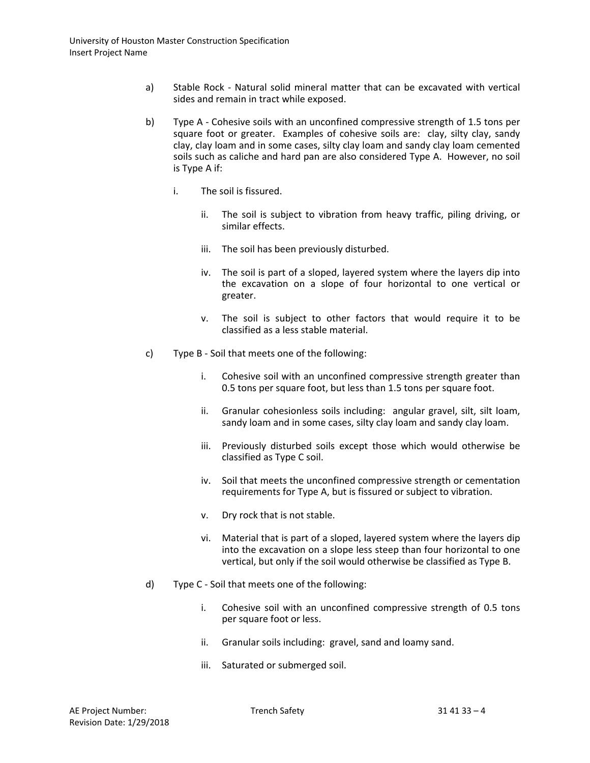a) Stable Rock - Natural solid mineral matter that can be excavated with vertical sides and remain in tract while exposed.

b) Type A - Cohesive soils with an unconfined compressive strength of 1.5 tons per square foot or greater. Examples of cohesive soils are: clay, silty clay, sandy clay, clay loam and in some cases, silty clay loam and sandy clay loam cemented soils such as caliche and hard pan are also considered Type A. However, no soil is Type A if:

   i. The soil is fissured.

   ii. The soil is subject to vibration from heavy traffic, piling driving, or similar effects.

   iii. The soil has been previously disturbed.

   iv. The soil is part of a sloped, layered system where the layers dip into the excavation on a slope of four horizontal to one vertical or greater.

   v. The soil is subject to other factors that would require it to be classified as a less stable material.

c) Type B - Soil that meets one of the following:

   i. Cohesive soil with an unconfined compressive strength greater than 0.5 tons per square foot, but less than 1.5 tons per square foot.

   ii. Granular cohesionless soils including: angular gravel, silt, silt loam, sandy loam and in some cases, silty clay loam and sandy clay loam.

   iii. Previously disturbed soils except those which would otherwise be classified as Type C soil.

   iv. Soil that meets the unconfined compressive strength or cementation requirements for Type A, but is fissured or subject to vibration.

   v. Dry rock that is not stable.

   vi. Material that is part of a sloped, layered system where the layers dip into the excavation on a slope less steep than four horizontal to one vertical, but only if the soil would otherwise be classified as Type B.

d) Type C - Soil that meets one of the following:

   i. Cohesive soil with an unconfined compressive strength of 0.5 tons per square foot or less.

   ii. Granular soils including: gravel, sand and loamy sand.

   iii. Saturated or submerged soil.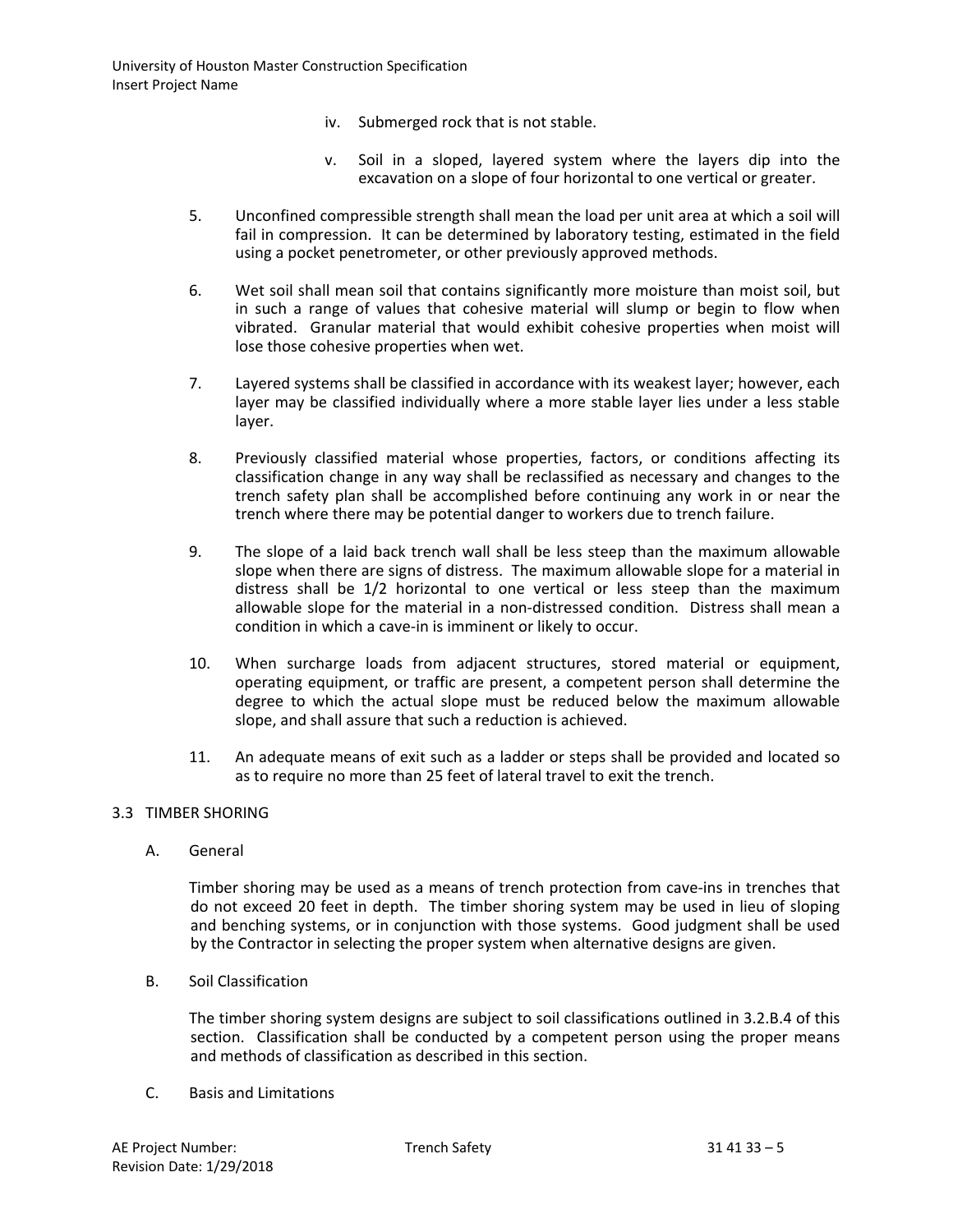iv. Submerged rock that is not stable.

v. Soil in a sloped, layered system where the layers dip into the excavation on a slope of four horizontal to one vertical or greater.

5. Unconfined compressible strength shall mean the load per unit area at which a soil will fail in compression. It can be determined by laboratory testing, estimated in the field using a pocket penetrometer, or other previously approved methods.

6. Wet soil shall mean soil that contains significantly more moisture than moist soil, but in such a range of values that cohesive material will slump or begin to flow when vibrated. Granular material that would exhibit cohesive properties when moist will lose those cohesive properties when wet.

7. Layered systems shall be classified in accordance with its weakest layer; however, each layer may be classified individually where a more stable layer lies under a less stable layer.

8. Previously classified material whose properties, factors, or conditions affecting its classification change in any way shall be reclassified as necessary and changes to the trench safety plan shall be accomplished before continuing any work in or near the trench where there may be potential danger to workers due to trench failure.

9. The slope of a laid back trench wall shall be less steep than the maximum allowable slope when there are signs of distress. The maximum allowable slope for a material in distress shall be 1/2 horizontal to one vertical or less steep than the maximum allowable slope for the material in a non-distressed condition. Distress shall mean a condition in which a cave-in is imminent or likely to occur.

10. When surcharge loads from adjacent structures, stored material or equipment, operating equipment, or traffic are present, a competent person shall determine the degree to which the actual slope must be reduced below the maximum allowable slope, and shall assure that such a reduction is achieved.

11. An adequate means of exit such as a ladder or steps shall be provided and located so as to require no more than 25 feet of lateral travel to exit the trench.

## 3.3 TIMBER SHORING

A. General

Timber shoring may be used as a means of trench protection from cave-ins in trenches that do not exceed 20 feet in depth. The timber shoring system may be used in lieu of sloping and benching systems, or in conjunction with those systems. Good judgment shall be used by the Contractor in selecting the proper system when alternative designs are given.

B. Soil Classification

The timber shoring system designs are subject to soil classifications outlined in 3.2.B.4 of this section. Classification shall be conducted by a competent person using the proper means and methods of classification as described in this section.

C. Basis and Limitations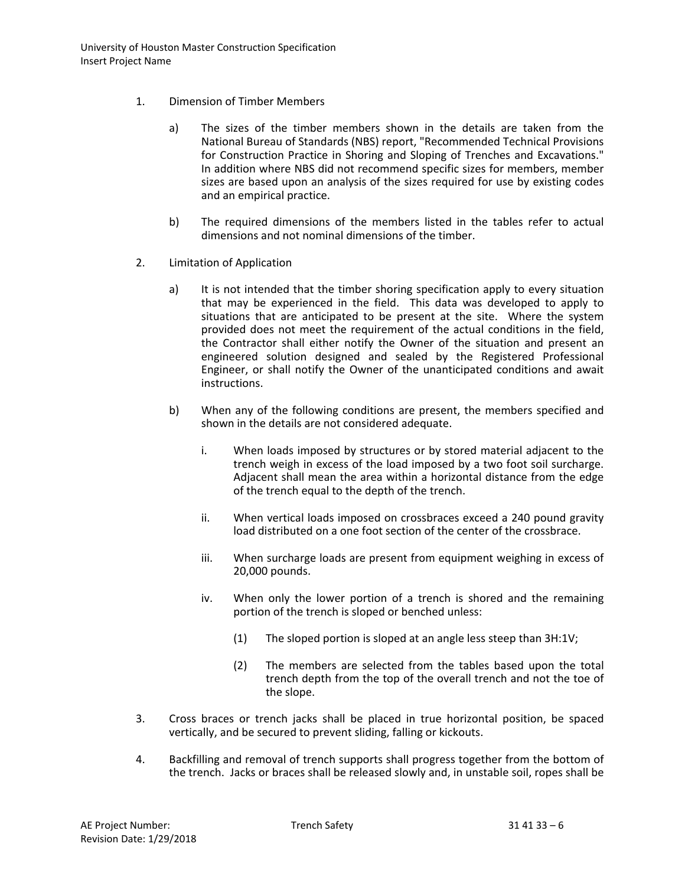1. Dimension of Timber Members

   a) The sizes of the timber members shown in the details are taken from the National Bureau of Standards (NBS) report, "Recommended Technical Provisions for Construction Practice in Shoring and Sloping of Trenches and Excavations." In addition where NBS did not recommend specific sizes for members, member sizes are based upon an analysis of the sizes required for use by existing codes and an empirical practice.

   b) The required dimensions of the members listed in the tables refer to actual dimensions and not nominal dimensions of the timber.

2. Limitation of Application

   a) It is not intended that the timber shoring specification apply to every situation that may be experienced in the field. This data was developed to apply to situations that are anticipated to be present at the site. Where the system provided does not meet the requirement of the actual conditions in the field, the Contractor shall either notify the Owner of the situation and present an engineered solution designed and sealed by the Registered Professional Engineer, or shall notify the Owner of the unanticipated conditions and await instructions.

   b) When any of the following conditions are present, the members specified and shown in the details are not considered adequate.

      i. When loads imposed by structures or by stored material adjacent to the trench weigh in excess of the load imposed by a two foot soil surcharge. Adjacent shall mean the area within a horizontal distance from the edge of the trench equal to the depth of the trench.

      ii. When vertical loads imposed on crossbraces exceed a 240 pound gravity load distributed on a one foot section of the center of the crossbrace.

      iii. When surcharge loads are present from equipment weighing in excess of 20,000 pounds.

      iv. When only the lower portion of a trench is shored and the remaining portion of the trench is sloped or benched unless:

         (1) The sloped portion is sloped at an angle less steep than 3H:1V;

         (2) The members are selected from the tables based upon the total trench depth from the top of the overall trench and not the toe of the slope.

3. Cross braces or trench jacks shall be placed in true horizontal position, be spaced vertically, and be secured to prevent sliding, falling or kickouts.

4. Backfilling and removal of trench supports shall progress together from the bottom of the trench. Jacks or braces shall be released slowly and, in unstable soil, ropes shall be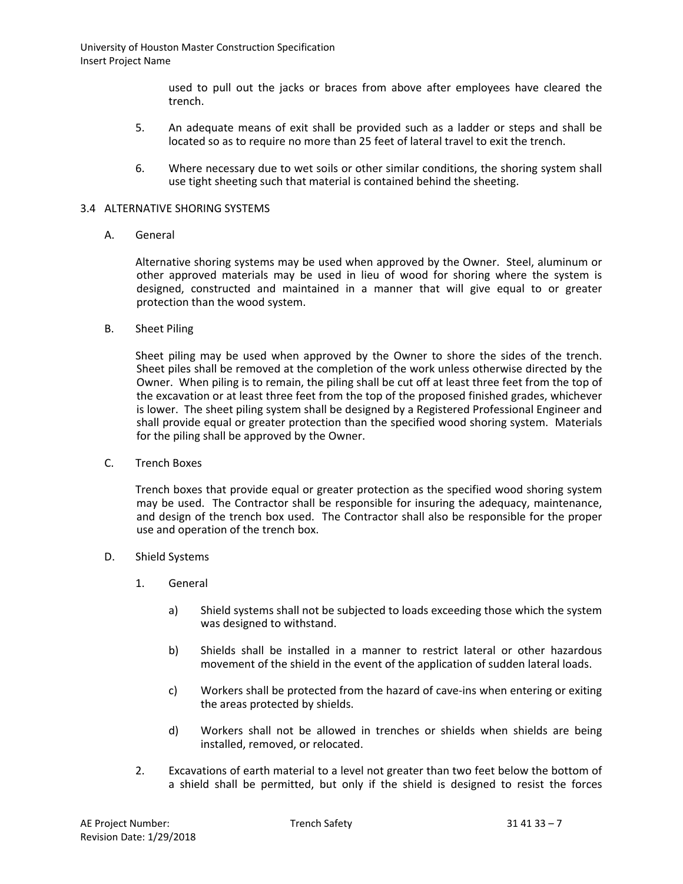used to pull out the jacks or braces from above after employees have cleared the trench.

5. An adequate means of exit shall be provided such as a ladder or steps and shall be located so as to require no more than 25 feet of lateral travel to exit the trench.

6. Where necessary due to wet soils or other similar conditions, the shoring system shall use tight sheeting such that material is contained behind the sheeting.

## 3.4 ALTERNATIVE SHORING SYSTEMS

A. General

Alternative shoring systems may be used when approved by the Owner. Steel, aluminum or other approved materials may be used in lieu of wood for shoring where the system is designed, constructed and maintained in a manner that will give equal to or greater protection than the wood system.

B. Sheet Piling

Sheet piling may be used when approved by the Owner to shore the sides of the trench. Sheet piles shall be removed at the completion of the work unless otherwise directed by the Owner. When piling is to remain, the piling shall be cut off at least three feet from the top of the excavation or at least three feet from the top of the proposed finished grades, whichever is lower. The sheet piling system shall be designed by a Registered Professional Engineer and shall provide equal or greater protection than the specified wood shoring system. Materials for the piling shall be approved by the Owner.

C. Trench Boxes

Trench boxes that provide equal or greater protection as the specified wood shoring system may be used. The Contractor shall be responsible for insuring the adequacy, maintenance, and design of the trench box used. The Contractor shall also be responsible for the proper use and operation of the trench box.

D. Shield Systems

1. General

   a) Shield systems shall not be subjected to loads exceeding those which the system was designed to withstand.

   b) Shields shall be installed in a manner to restrict lateral or other hazardous movement of the shield in the event of the application of sudden lateral loads.

   c) Workers shall be protected from the hazard of cave-ins when entering or exiting the areas protected by shields.

   d) Workers shall not be allowed in trenches or shields when shields are being installed, removed, or relocated.

2. Excavations of earth material to a level not greater than two feet below the bottom of a shield shall be permitted, but only if the shield is designed to resist the forces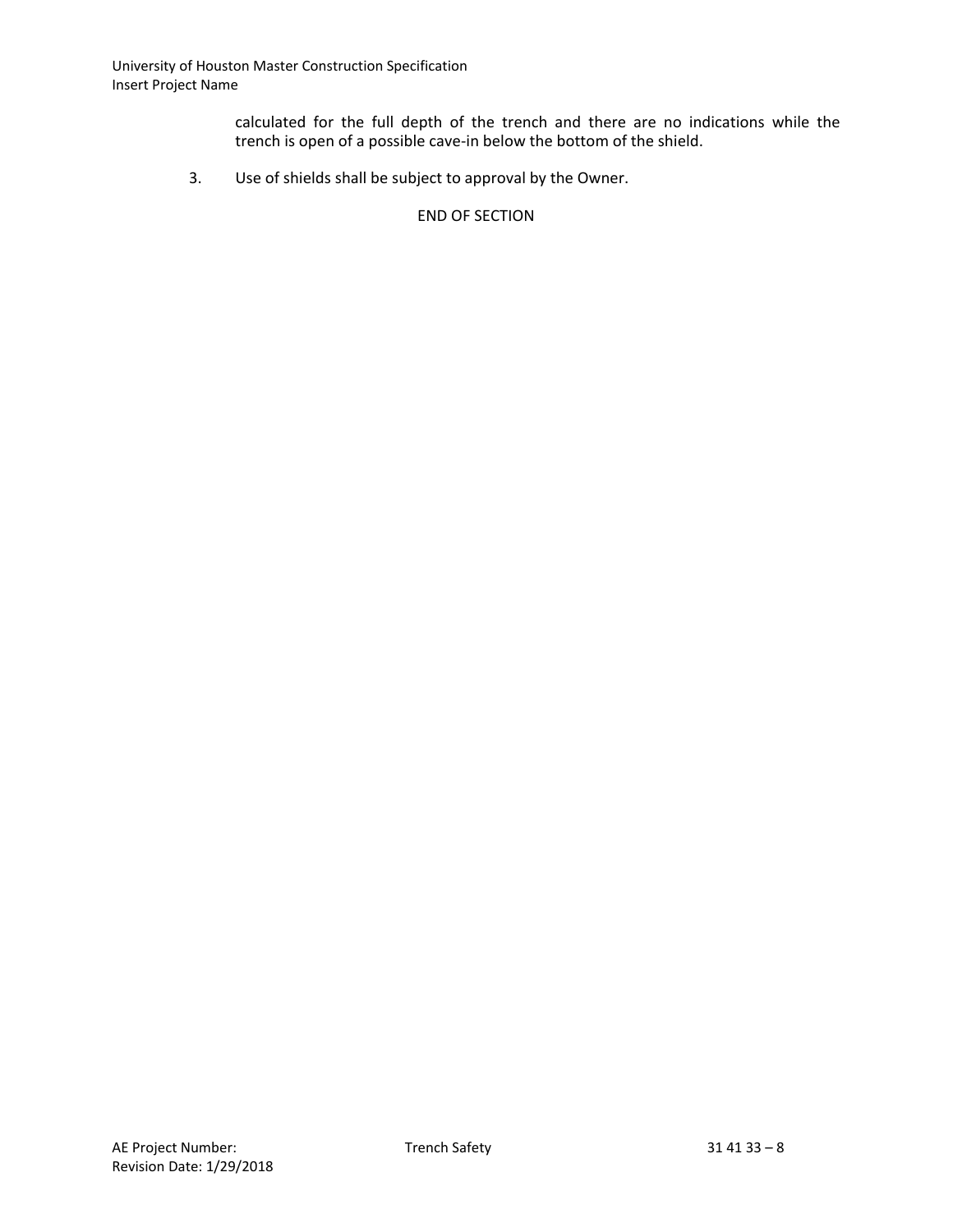calculated for the full depth of the trench and there are no indications while the trench is open of a possible cave-in below the bottom of the shield.

3. Use of shields shall be subject to approval by the Owner.

END OF SECTION